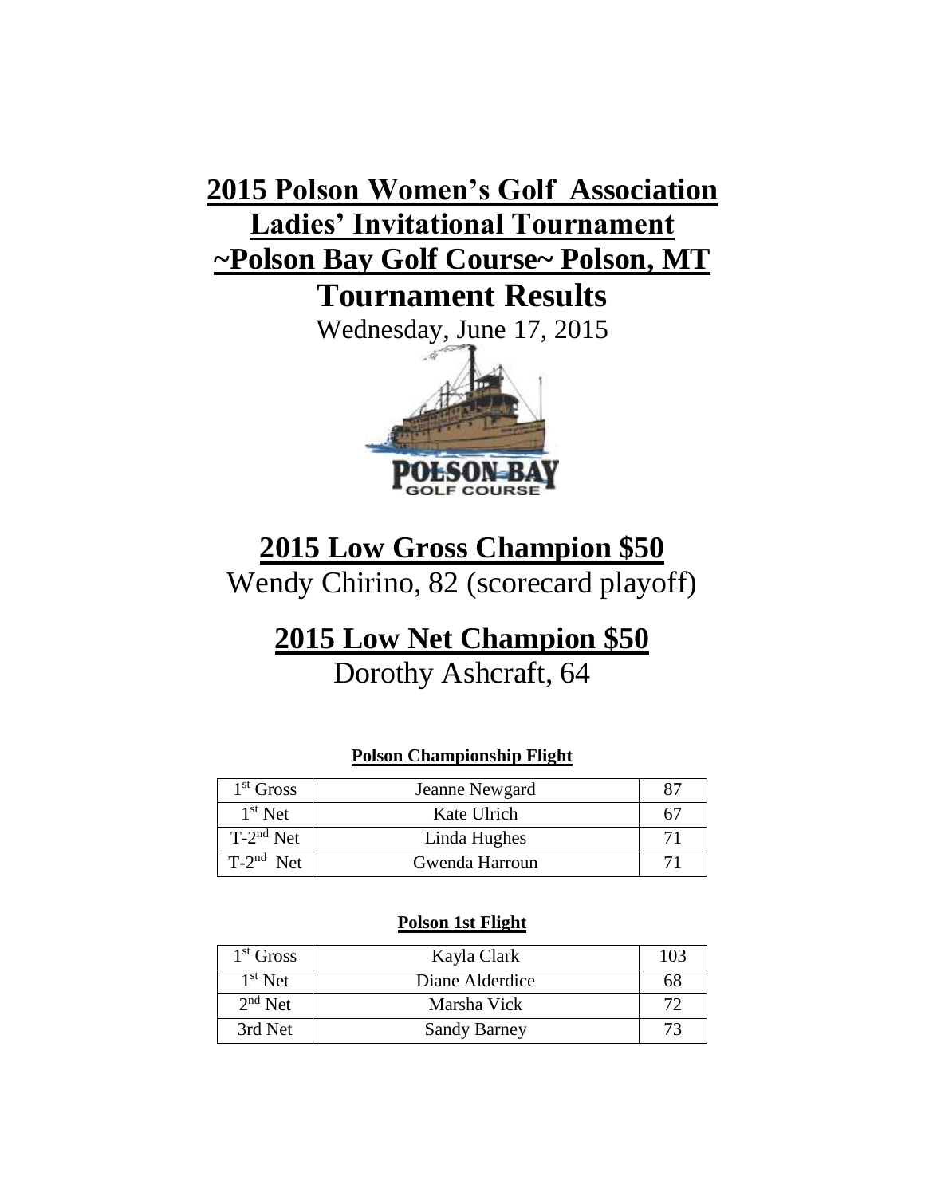# 2015 Polson Women's Golf Association Ladies' Invitational Tournament ~Polson Bay Golf Course~ Polson, MT

## Tournament Results

Wednesday, June 17, 2015

## 2015 Low Gross Champion $50

Wendy Chirino, 82 (scorecard playoff)

## 2015 Low Net Champion $50

Dorothy Ashcraft, 64

**Polson Championship Flight**

| | | |
|---|---|---|
| 1st Gross | Jeanne Newgard | 87 |
| 1st Net | Kate Ulrich | 67 |
| T-2nd Net | Linda Hughes | 71 |
| T-2nd Net | Gwenda Harroun | 71 |

**Polson 1st Flight**

| | | |
|---|---|---|
| 1st Gross | Kayla Clark | 103 |
| 1st Net | Diane Alderdice | 68 |
| 2nd Net | Marsha Vick | 72 |
| 3rd Net | Sandy Barney | 73 |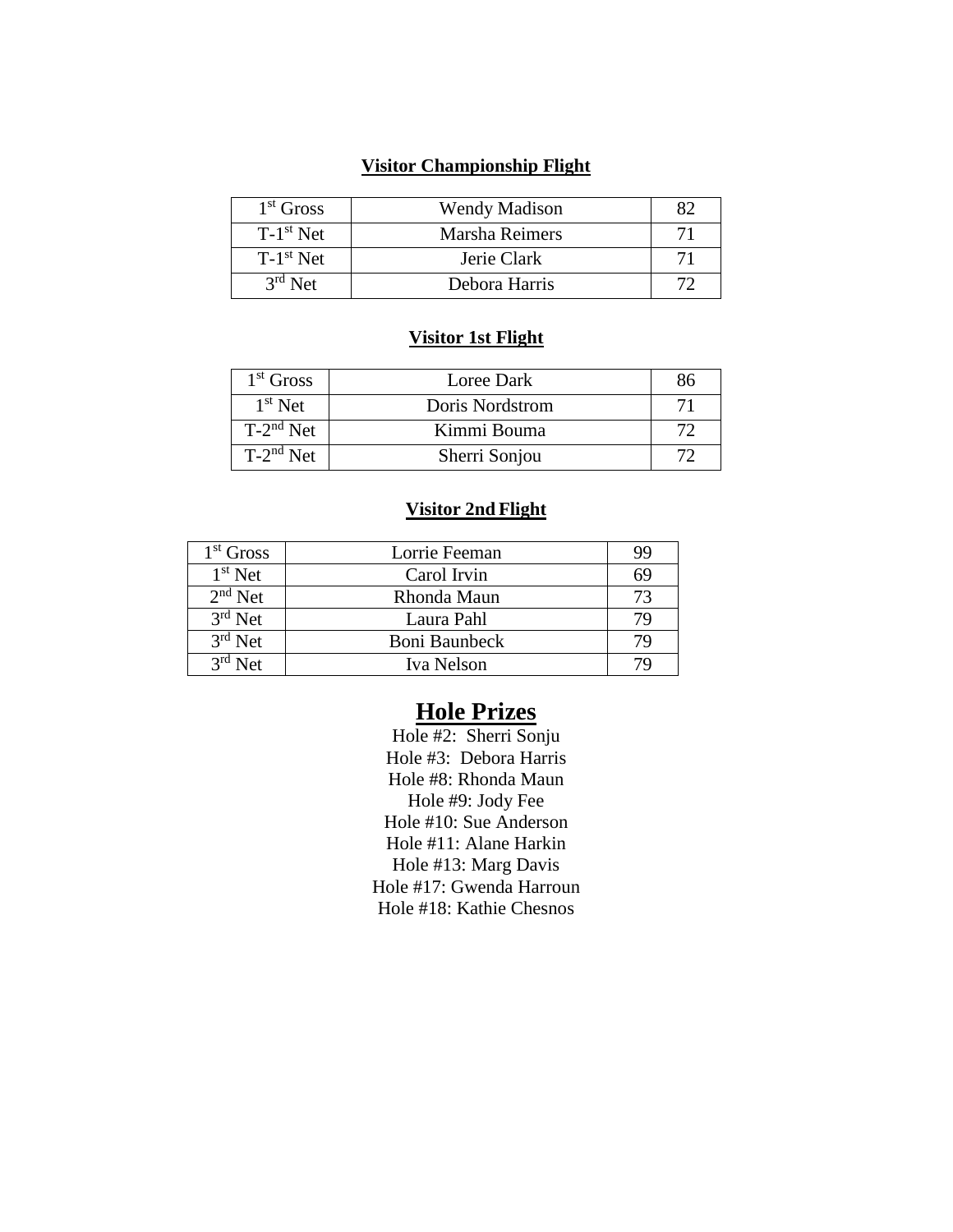### Visitor Championship Flight

| | | |
|---|---|---|
| 1st Gross | Wendy Madison | 82 |
| T-1st Net | Marsha Reimers | 71 |
| T-1st Net | Jerie Clark | 71 |
| 3rd Net | Debora Harris | 72 |

### Visitor 1st Flight

| | | |
|---|---|---|
| 1st Gross | Loree Dark | 86 |
| 1st Net | Doris Nordstrom | 71 |
| T-2nd Net | Kimmi Bouma | 72 |
| T-2nd Net | Sherri Sonjou | 72 |

### Visitor 2nd Flight

| | | |
|---|---|---|
| 1st Gross | Lorrie Feeman | 99 |
| 1st Net | Carol Irvin | 69 |
| 2nd Net | Rhonda Maun | 73 |
| 3rd Net | Laura Pahl | 79 |
| 3rd Net | Boni Baunbeck | 79 |
| 3rd Net | Iva Nelson | 79 |

## Hole Prizes

Hole #2: Sherri Sonju
Hole #3: Debora Harris
Hole #8: Rhonda Maun
Hole #9: Jody Fee
Hole #10: Sue Anderson
Hole #11: Alane Harkin
Hole #13: Marg Davis
Hole #17: Gwenda Harroun
Hole #18: Kathie Chesnos